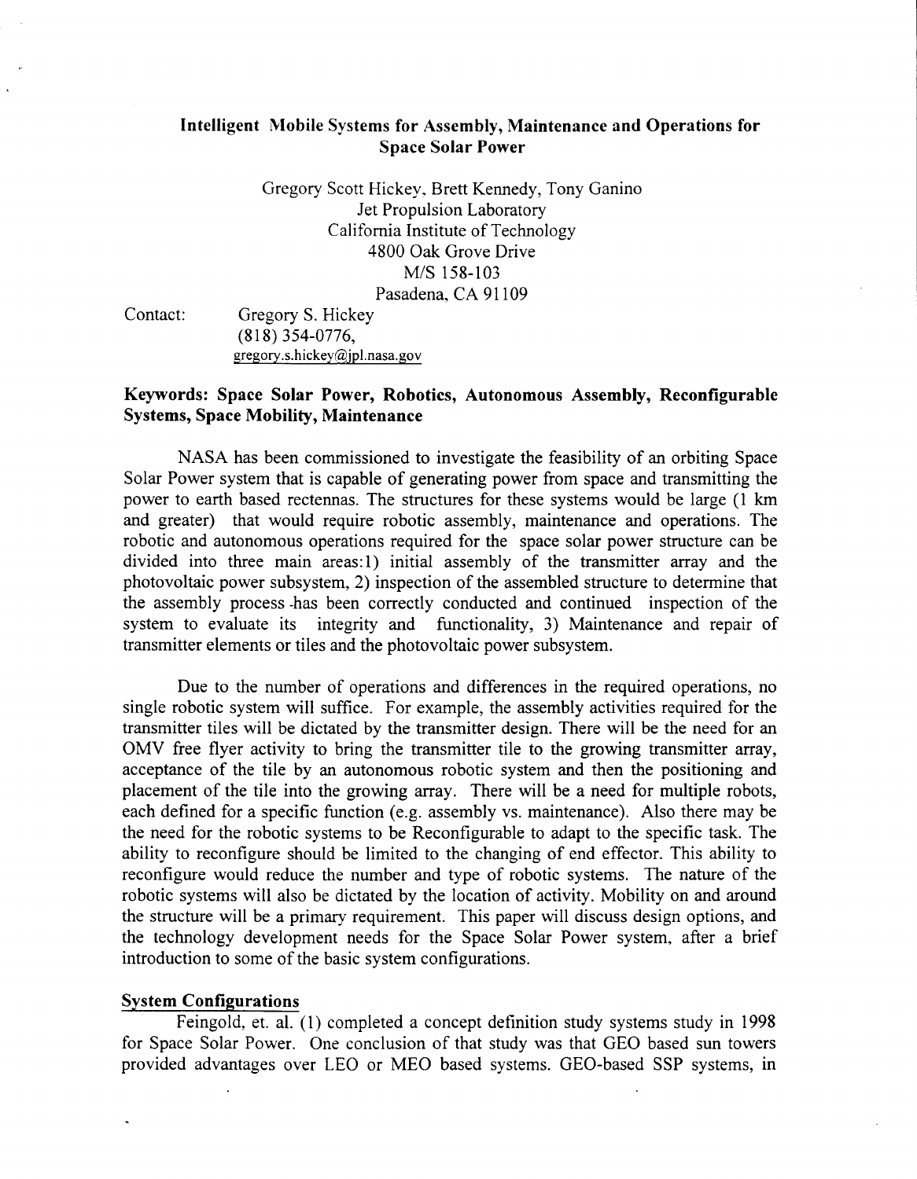# Intelligent Mobile Systems for Assembly, Maintenance and Operations for Space Solar Power

Gregory Scott Hickey, Brett Kennedy, Tony Ganino
Jet Propulsion Laboratory
California Institute of Technology
4800 Oak Grove Drive
M/S 158-103
Pasadena, CA 91109

Contact: Gregory S. Hickey
(818) 354-0776,
gregory.s.hickey@jpl.nasa.gov

**Keywords: Space Solar Power, Robotics, Autonomous Assembly, Reconfigurable Systems, Space Mobility, Maintenance**

NASA has been commissioned to investigate the feasibility of an orbiting Space Solar Power system that is capable of generating power from space and transmitting the power to earth based rectennas. The structures for these systems would be large (1 km and greater) that would require robotic assembly, maintenance and operations. The robotic and autonomous operations required for the space solar power structure can be divided into three main areas:1) initial assembly of the transmitter array and the photovoltaic power subsystem, 2) inspection of the assembled structure to determine that the assembly process has been correctly conducted and continued inspection of the system to evaluate its integrity and functionality, 3) Maintenance and repair of transmitter elements or tiles and the photovoltaic power subsystem.

Due to the number of operations and differences in the required operations, no single robotic system will suffice. For example, the assembly activities required for the transmitter tiles will be dictated by the transmitter design. There will be the need for an OMV free flyer activity to bring the transmitter tile to the growing transmitter array, acceptance of the tile by an autonomous robotic system and then the positioning and placement of the tile into the growing array. There will be a need for multiple robots, each defined for a specific function (e.g. assembly vs. maintenance). Also there may be the need for the robotic systems to be Reconfigurable to adapt to the specific task. The ability to reconfigure should be limited to the changing of end effector. This ability to reconfigure would reduce the number and type of robotic systems. The nature of the robotic systems will also be dictated by the location of activity. Mobility on and around the structure will be a primary requirement. This paper will discuss design options, and the technology development needs for the Space Solar Power system, after a brief introduction to some of the basic system configurations.

## System Configurations

Feingold, et. al. (1) completed a concept definition study systems study in 1998 for Space Solar Power. One conclusion of that study was that GEO based sun towers provided advantages over LEO or MEO based systems. GEO-based SSP systems, in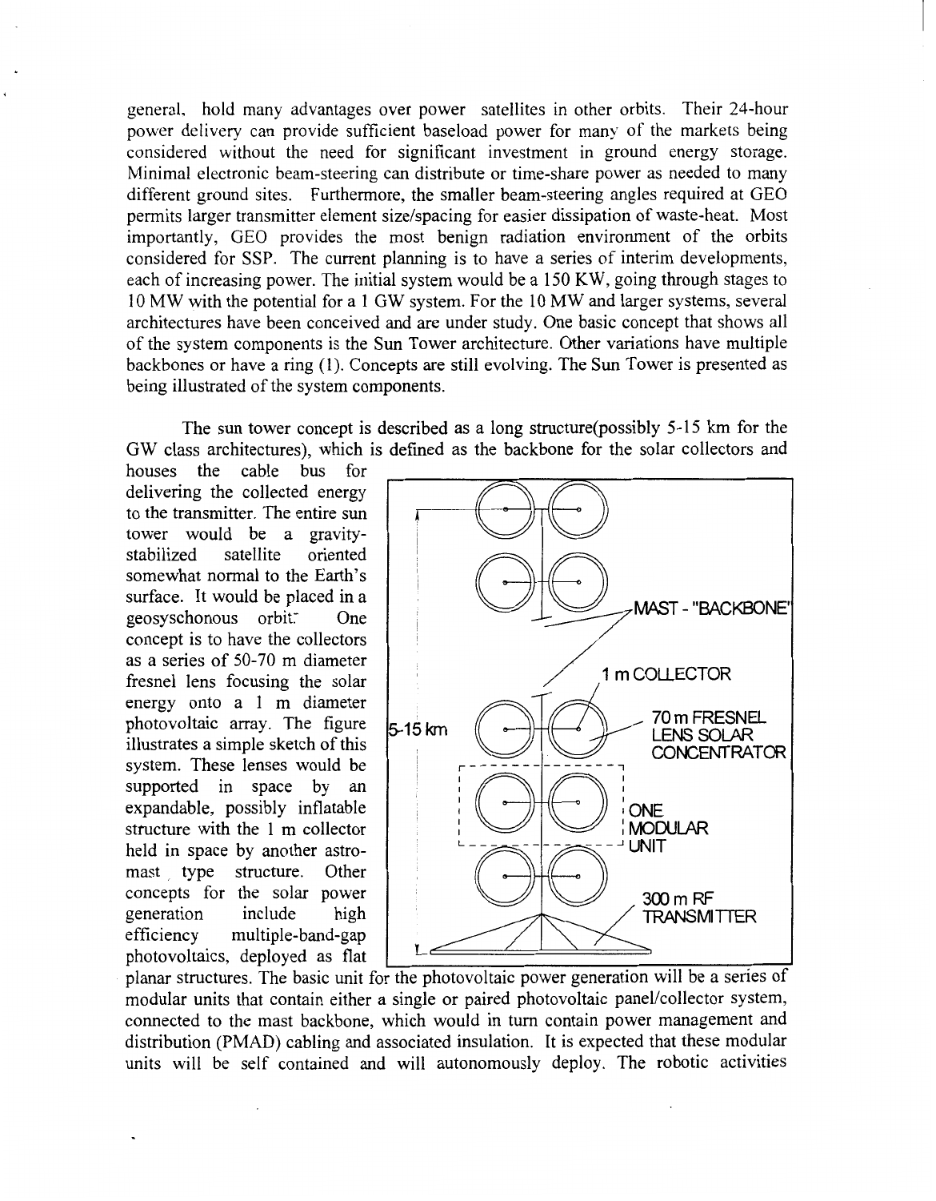general, hold many advantages over power satellites in other orbits. Their 24-hour power delivery can provide sufficient baseload power for many of the markets being considered without the need for significant investment in ground energy storage. Minimal electronic beam-steering can distribute or time-share power as needed to many different ground sites. Furthermore, the smaller beam-steering angles required at GEO permits larger transmitter element size/spacing for easier dissipation of waste-heat. Most importantly, GEO provides the most benign radiation environment of the orbits considered for SSP. The current planning is to have a series of interim developments, each of increasing power. The initial system would be a 150 KW, going through stages to 10 MW with the potential for a 1 GW system. For the 10 MW and larger systems, several architectures have been conceived and are under study. One basic concept that shows all of the system components is the Sun Tower architecture. Other variations have multiple backbones or have a ring (1). Concepts are still evolving. The Sun Tower is presented as being illustrated of the system components.

The sun tower concept is described as a long structure(possibly 5-15 km for the GW class architectures), which is defined as the backbone for the solar collectors and houses the cable bus for delivering the collected energy to the transmitter. The entire sun tower would be a gravity-stabilized satellite oriented somewhat normal to the Earth's surface. It would be placed in a geosyschonous orbit. One concept is to have the collectors as a series of 50-70 m diameter fresnel lens focusing the solar energy onto a 1 m diameter photovoltaic array. The figure illustrates a simple sketch of this system. These lenses would be supported in space by an expandable, possibly inflatable structure with the 1 m collector held in space by another astro-mast type structure. Other concepts for the solar power generation include high efficiency multiple-band-gap photovoltaics, deployed as flat planar structures. The basic unit for the photovoltaic power generation will be a series of modular units that contain either a single or paired photovoltaic panel/collector system, connected to the mast backbone, which would in turn contain power management and distribution (PMAD) cabling and associated insulation. It is expected that these modular units will be self contained and will autonomously deploy. The robotic activities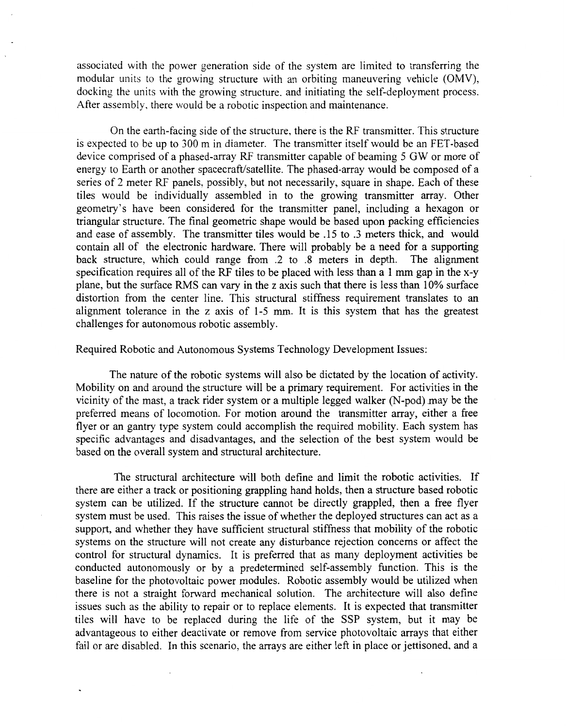associated with the power generation side of the system are limited to transferring the modular units to the growing structure with an orbiting maneuvering vehicle (OMV), docking the units with the growing structure. and initiating the self-deployment process. After assembly, there would be a robotic inspection and maintenance.

On the earth-facing side of the structure, there is the RF transmitter. This structure is expected to be up to 300 m in diameter. The transmitter itself would be an FET-based device comprised of a phased-array RF transmitter capable of beaming 5 GW or more of energy to Earth or another spacecraft/satellite. The phased-array would be composed of a series of 2 meter RF panels, possibly, but not necessarily, square in shape. Each of these tiles would be individually assembled in to the growing transmitter array. Other geometry's have been considered for the transmitter panel, including a hexagon or triangular structure. The final geometric shape would be based upon packing efficiencies and ease of assembly. The transmitter tiles would be .15 to .3 meters thick, and would contain all of the electronic hardware. There will probably be a need for a supporting back structure, which could range from .2 to .8 meters in depth. The alignment specification requires all of the RF tiles to be placed with less than a 1 mm gap in the x-y plane, but the surface RMS can vary in the z axis such that there is less than 10% surface distortion from the center line. This structural stiffness requirement translates to an alignment tolerance in the z axis of 1-5 mm. It is this system that has the greatest challenges for autonomous robotic assembly.

Required Robotic and Autonomous Systems Technology Development Issues:

The nature of the robotic systems will also be dictated by the location of activity. Mobility on and around the structure will be a primary requirement. For activities in the vicinity of the mast, a track rider system or a multiple legged walker (N-pod) may be the preferred means of locomotion. For motion around the transmitter array, either a free flyer or an gantry type system could accomplish the required mobility. Each system has specific advantages and disadvantages, and the selection of the best system would be based on the overall system and structural architecture.

The structural architecture will both define and limit the robotic activities. If there are either a track or positioning grappling hand holds, then a structure based robotic system can be utilized. If the structure cannot be directly grappled, then a free flyer system must be used. This raises the issue of whether the deployed structures can act as a support, and whether they have sufficient structural stiffness that mobility of the robotic systems on the structure will not create any disturbance rejection concerns or affect the control for structural dynamics. It is preferred that as many deployment activities be conducted autonomously or by a predetermined self-assembly function. This is the baseline for the photovoltaic power modules. Robotic assembly would be utilized when there is not a straight forward mechanical solution. The architecture will also define issues such as the ability to repair or to replace elements. It is expected that transmitter tiles will have to be replaced during the life of the SSP system, but it may be advantageous to either deactivate or remove from service photovoltaic arrays that either fail or are disabled. In this scenario, the arrays are either left in place or jettisoned, and a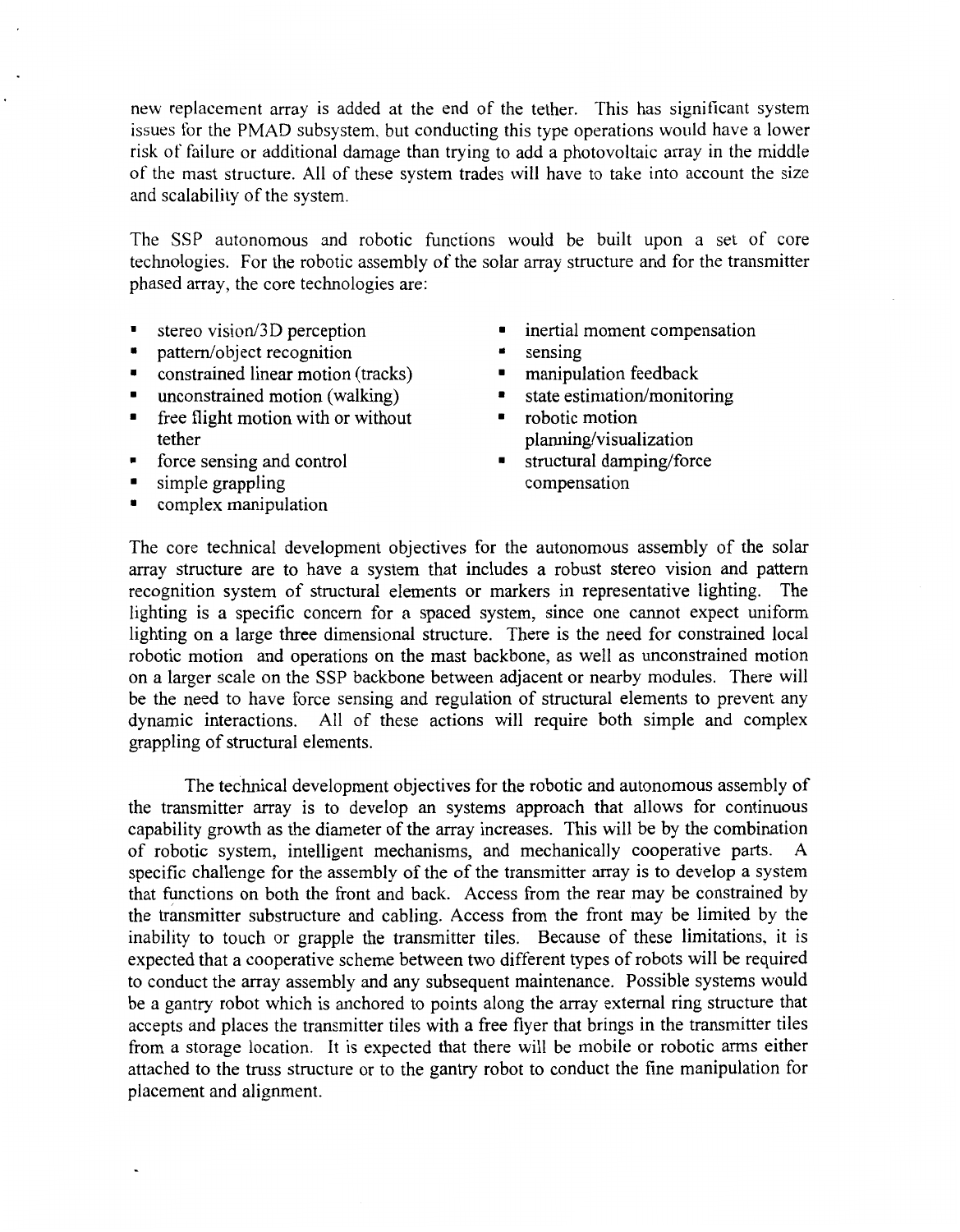new replacement array is added at the end of the tether. This has significant system issues for the PMAD subsystem, but conducting this type operations would have a lower risk of failure or additional damage than trying to add a photovoltaic array in the middle of the mast structure. All of these system trades will have to take into account the size and scalability of the system.

The SSP autonomous and robotic functions would be built upon a set of core technologies. For the robotic assembly of the solar array structure and for the transmitter phased array, the core technologies are:

- stereo vision/3D perception
- pattern/object recognition
- constrained linear motion (tracks)
- unconstrained motion (walking)
- free flight motion with or without tether
- force sensing and control
- simple grappling
- complex manipulation
- inertial moment compensation
- sensing
- manipulation feedback
- state estimation/monitoring
- robotic motion planning/visualization
- structural damping/force compensation

The core technical development objectives for the autonomous assembly of the solar array structure are to have a system that includes a robust stereo vision and pattern recognition system of structural elements or markers in representative lighting. The lighting is a specific concern for a spaced system, since one cannot expect uniform lighting on a large three dimensional structure. There is the need for constrained local robotic motion and operations on the mast backbone, as well as unconstrained motion on a larger scale on the SSP backbone between adjacent or nearby modules. There will be the need to have force sensing and regulation of structural elements to prevent any dynamic interactions. All of these actions will require both simple and complex grappling of structural elements.

The technical development objectives for the robotic and autonomous assembly of the transmitter array is to develop an systems approach that allows for continuous capability growth as the diameter of the array increases. This will be by the combination of robotic system, intelligent mechanisms, and mechanically cooperative parts. A specific challenge for the assembly of the of the transmitter array is to develop a system that functions on both the front and back. Access from the rear may be constrained by the transmitter substructure and cabling. Access from the front may be limited by the inability to touch or grapple the transmitter tiles. Because of these limitations, it is expected that a cooperative scheme between two different types of robots will be required to conduct the array assembly and any subsequent maintenance. Possible systems would be a gantry robot which is anchored to points along the array external ring structure that accepts and places the transmitter tiles with a free flyer that brings in the transmitter tiles from a storage location. It is expected that there will be mobile or robotic arms either attached to the truss structure or to the gantry robot to conduct the fine manipulation for placement and alignment.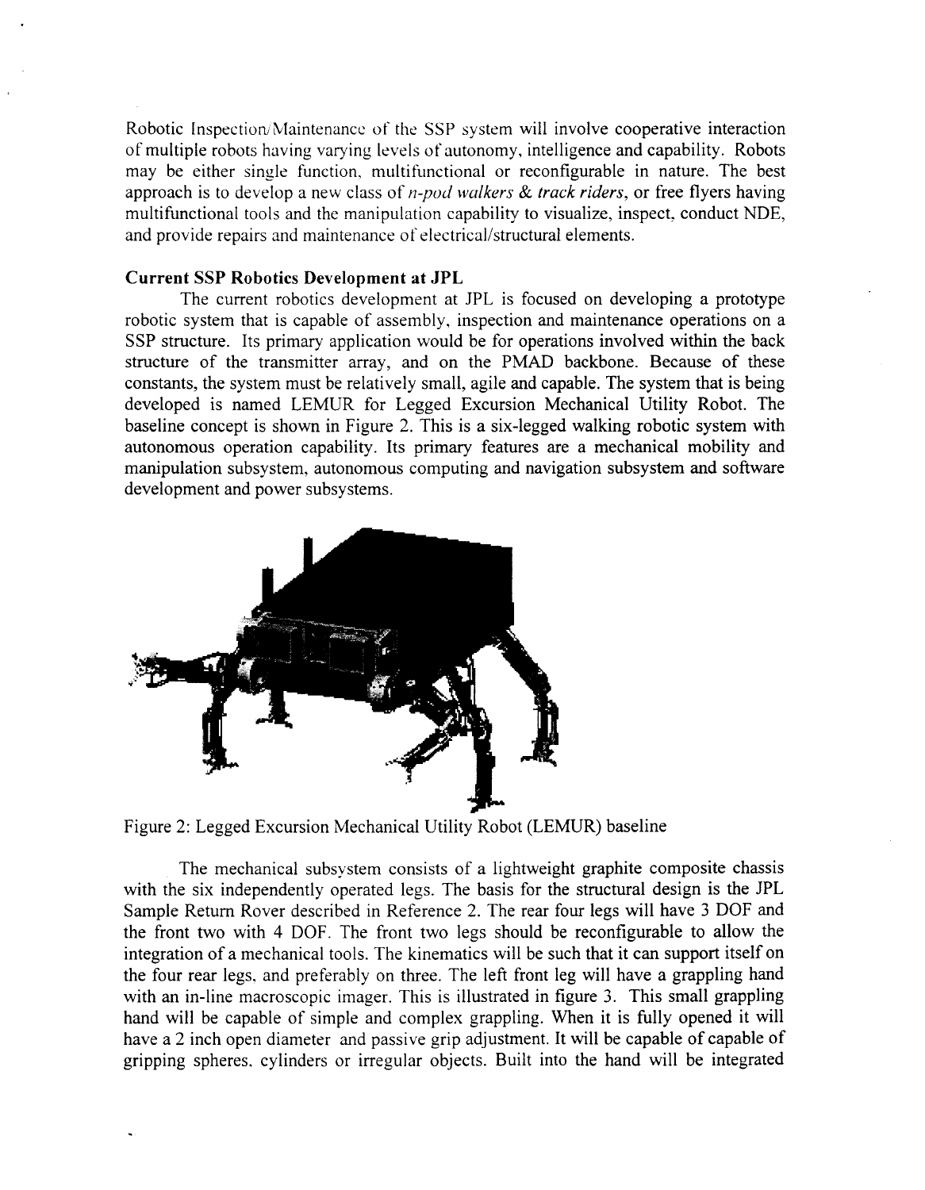Robotic Inspection/Maintenance of the SSP system will involve cooperative interaction of multiple robots having varying levels of autonomy, intelligence and capability. Robots may be either single function, multifunctional or reconfigurable in nature. The best approach is to develop a new class of *n-pod walkers & track riders*, or free flyers having multifunctional tools and the manipulation capability to visualize, inspect, conduct NDE, and provide repairs and maintenance of electrical/structural elements.

### Current SSP Robotics Development at JPL

The current robotics development at JPL is focused on developing a prototype robotic system that is capable of assembly, inspection and maintenance operations on a SSP structure. Its primary application would be for operations involved within the back structure of the transmitter array, and on the PMAD backbone. Because of these constants, the system must be relatively small, agile and capable. The system that is being developed is named LEMUR for Legged Excursion Mechanical Utility Robot. The baseline concept is shown in Figure 2. This is a six-legged walking robotic system with autonomous operation capability. Its primary features are a mechanical mobility and manipulation subsystem, autonomous computing and navigation subsystem and software development and power subsystems.

Figure 2: Legged Excursion Mechanical Utility Robot (LEMUR) baseline

The mechanical subsystem consists of a lightweight graphite composite chassis with the six independently operated legs. The basis for the structural design is the JPL Sample Return Rover described in Reference 2. The rear four legs will have 3 DOF and the front two with 4 DOF. The front two legs should be reconfigurable to allow the integration of a mechanical tools. The kinematics will be such that it can support itself on the four rear legs, and preferably on three. The left front leg will have a grappling hand with an in-line macroscopic imager. This is illustrated in figure 3. This small grappling hand will be capable of simple and complex grappling. When it is fully opened it will have a 2 inch open diameter and passive grip adjustment. It will be capable of capable of gripping spheres, cylinders or irregular objects. Built into the hand will be integrated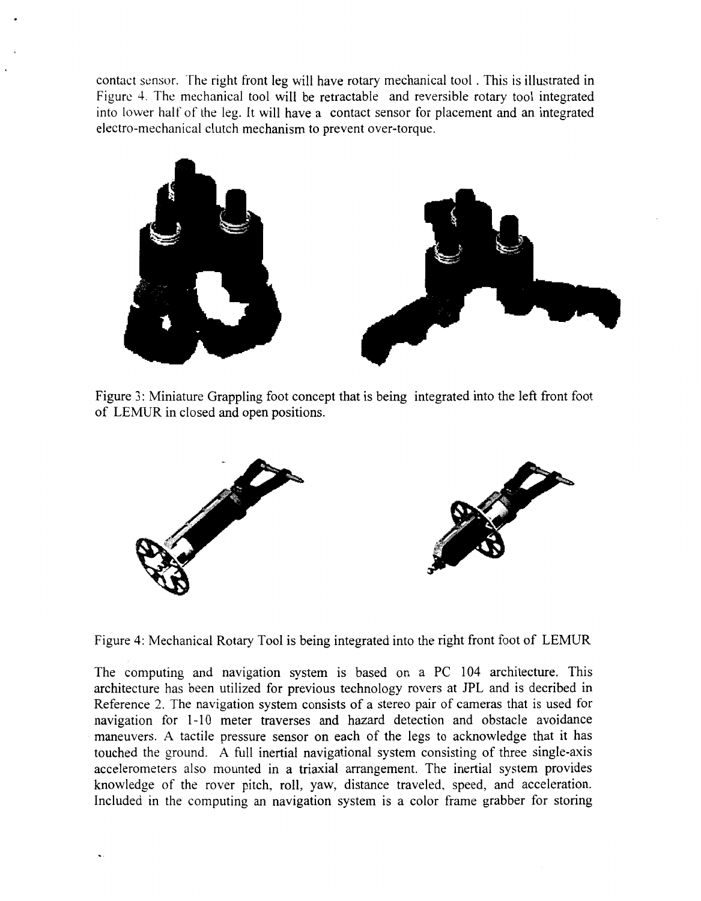contact sensor. The right front leg will have rotary mechanical tool . This is illustrated in Figure 4. The mechanical tool will be retractable and reversible rotary tool integrated into lower half of the leg. It will have a contact sensor for placement and an integrated electro-mechanical clutch mechanism to prevent over-torque.

Figure 3: Miniature Grappling foot concept that is being integrated into the left front foot of LEMUR in closed and open positions.

Figure 4: Mechanical Rotary Tool is being integrated into the right front foot of LEMUR

The computing and navigation system is based on a PC 104 architecture. This architecture has been utilized for previous technology rovers at JPL and is decribed in Reference 2. The navigation system consists of a stereo pair of cameras that is used for navigation for 1-10 meter traverses and hazard detection and obstacle avoidance maneuvers. A tactile pressure sensor on each of the legs to acknowledge that it has touched the ground. A full inertial navigational system consisting of three single-axis accelerometers also mounted in a triaxial arrangement. The inertial system provides knowledge of the rover pitch, roll, yaw, distance traveled, speed, and acceleration. Included in the computing an navigation system is a color frame grabber for storing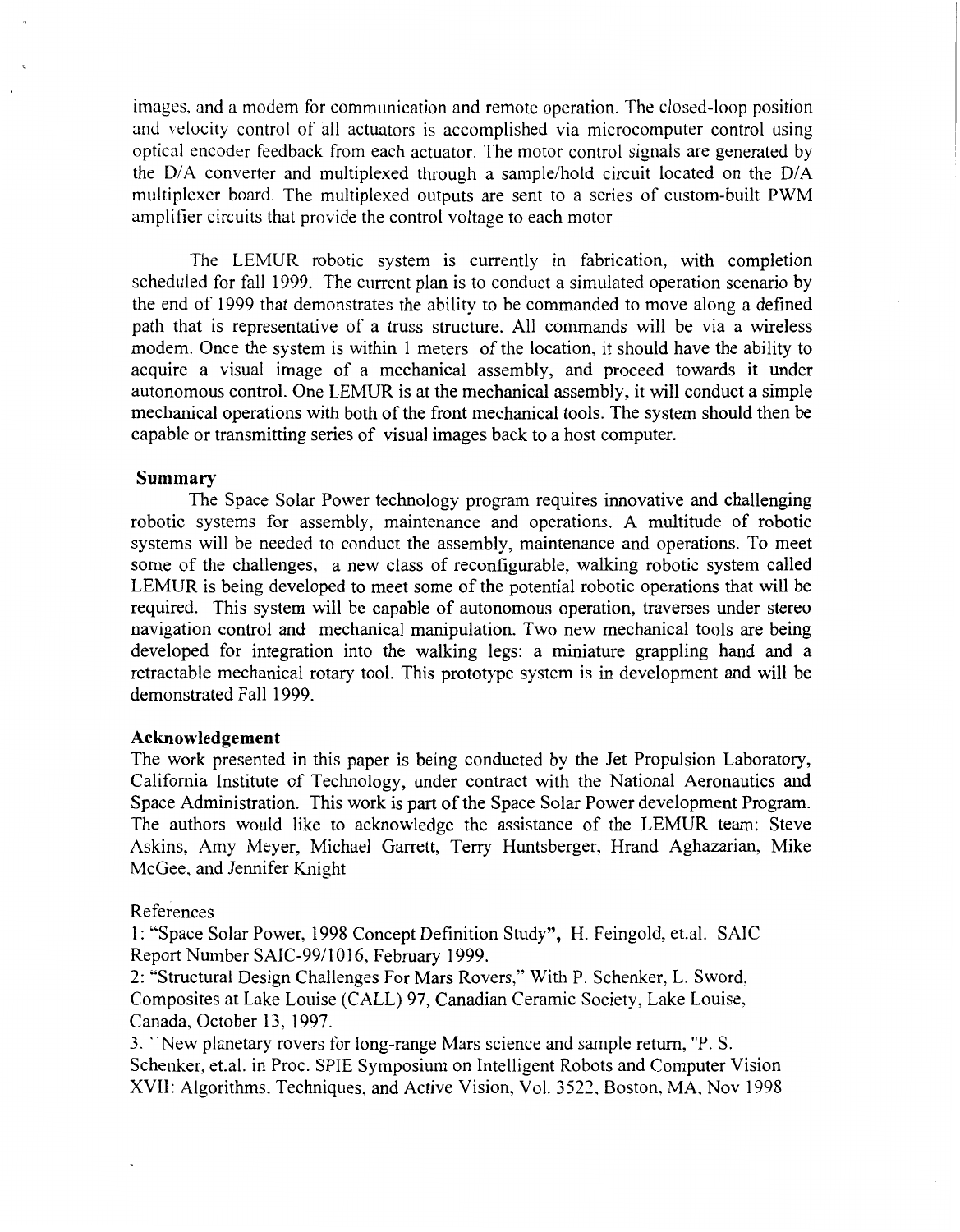images, and a modem for communication and remote operation. The closed-loop position and velocity control of all actuators is accomplished via microcomputer control using optical encoder feedback from each actuator. The motor control signals are generated by the D/A converter and multiplexed through a sample/hold circuit located on the D/A multiplexer board. The multiplexed outputs are sent to a series of custom-built PWM amplifier circuits that provide the control voltage to each motor

The LEMUR robotic system is currently in fabrication, with completion scheduled for fall 1999. The current plan is to conduct a simulated operation scenario by the end of 1999 that demonstrates the ability to be commanded to move along a defined path that is representative of a truss structure. All commands will be via a wireless modem. Once the system is within 1 meters of the location, it should have the ability to acquire a visual image of a mechanical assembly, and proceed towards it under autonomous control. One LEMUR is at the mechanical assembly, it will conduct a simple mechanical operations with both of the front mechanical tools. The system should then be capable or transmitting series of visual images back to a host computer.

**Summary**

The Space Solar Power technology program requires innovative and challenging robotic systems for assembly, maintenance and operations. A multitude of robotic systems will be needed to conduct the assembly, maintenance and operations. To meet some of the challenges, a new class of reconfigurable, walking robotic system called LEMUR is being developed to meet some of the potential robotic operations that will be required. This system will be capable of autonomous operation, traverses under stereo navigation control and mechanical manipulation. Two new mechanical tools are being developed for integration into the walking legs: a miniature grappling hand and a retractable mechanical rotary tool. This prototype system is in development and will be demonstrated Fall 1999.

**Acknowledgement**

The work presented in this paper is being conducted by the Jet Propulsion Laboratory, California Institute of Technology, under contract with the National Aeronautics and Space Administration. This work is part of the Space Solar Power development Program. The authors would like to acknowledge the assistance of the LEMUR team: Steve Askins, Amy Meyer, Michael Garrett, Terry Huntsberger, Hrand Aghazarian, Mike McGee, and Jennifer Knight

References

1: "Space Solar Power, 1998 Concept Definition Study", H. Feingold, et.al. SAIC Report Number SAIC-99/1016, February 1999.

2: "Structural Design Challenges For Mars Rovers," With P. Schenker, L. Sword. Composites at Lake Louise (CALL) 97, Canadian Ceramic Society, Lake Louise, Canada, October 13, 1997.

3. ``New planetary rovers for long-range Mars science and sample return, "P. S. Schenker, et.al. in Proc. SPIE Symposium on Intelligent Robots and Computer Vision XVII: Algorithms, Techniques, and Active Vision, Vol. 3522, Boston, MA, Nov 1998